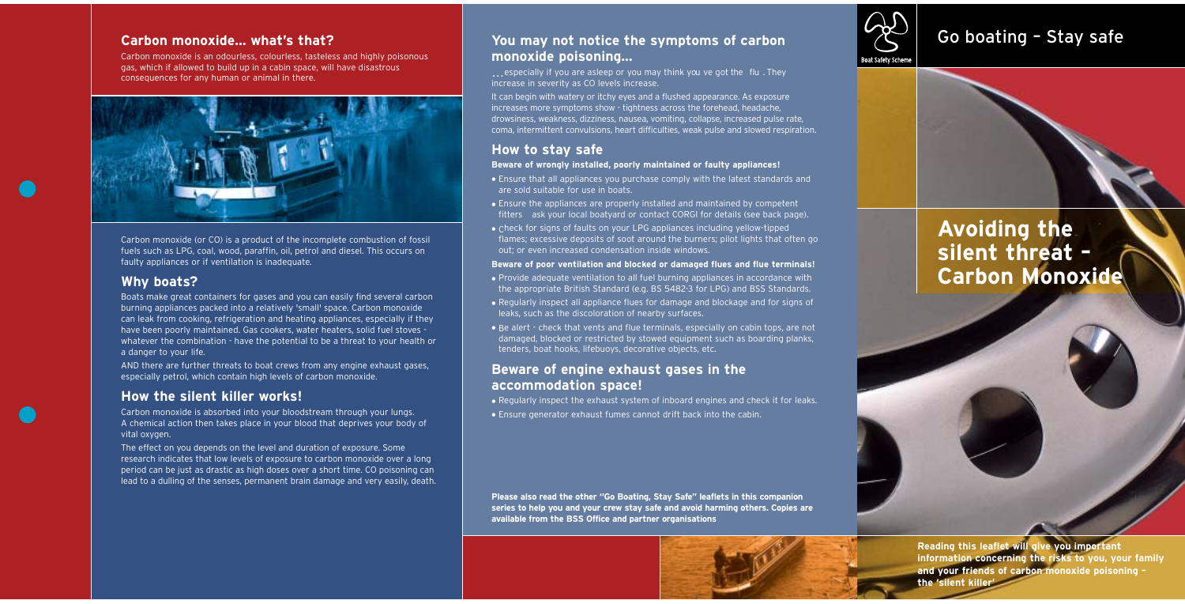## Carbon monoxide... what's that?

Carbon monoxide is an odourless, colourless, tasteless and highly poisonous gas, which if allowed to build up in a cabin space, will have disastrous consequences for any human or animal in there.

Carbon monoxide (or CO) is a product of the incomplete combustion of fossil fuels such as LPG, coal, wood, paraffin, oil, petrol and diesel. This occurs on faulty appliances or if ventilation is inadequate.

## Why boats?

Boats make great containers for gases and you can easily find several carbon burning appliances packed into a relatively 'small' space. Carbon monoxide can leak from cooking, refrigeration and heating appliances, especially if they have been poorly maintained. Gas cookers, water heaters, solid fuel stoves - whatever the combination - have the potential to be a threat to your health or a danger to your life.

AND there are further threats to boat crews from any engine exhaust gases, especially petrol, which contain high levels of carbon monoxide.

## How the silent killer works!

Carbon monoxide is absorbed into your bloodstream through your lungs. A chemical action then takes place in your blood that deprives your body of vital oxygen.

The effect on you depends on the level and duration of exposure. Some research indicates that low levels of exposure to carbon monoxide over a long period can be just as drastic as high doses over a short time. CO poisoning can lead to a dulling of the senses, permanent brain damage and very easily, death.

## You may not notice the symptoms of carbon monoxide poisoning...

...especially if you are asleep or you may think you ve got the flu . They increase in severity as CO levels increase.

It can begin with watery or itchy eyes and a flushed appearance. As exposure increases more symptoms show - tightness across the forehead, headache, drowsiness, weakness, dizziness, nausea, vomiting, collapse, increased pulse rate, coma, intermittent convulsions, heart difficulties, weak pulse and slowed respiration.

## How to stay safe

**Beware of wrongly installed, poorly maintained or faulty appliances!**

- Ensure that all appliances you purchase comply with the latest standards and are sold suitable for use in boats.
- Ensure the appliances are properly installed and maintained by competent fitters ask your local boatyard or contact CORGI for details (see back page).
- Check for signs of faults on your LPG appliances including yellow-tipped flames; excessive deposits of soot around the burners; pilot lights that often go out; or even increased condensation inside windows.

**Beware of poor ventilation and blocked or damaged flues and flue terminals!**

- Provide adequate ventilation to all fuel burning appliances in accordance with the appropriate British Standard (e.g. BS 5482-3 for LPG) and BSS Standards.
- Regularly inspect all appliance flues for damage and blockage and for signs of leaks, such as the discoloration of nearby surfaces.
- Be alert - check that vents and flue terminals, especially on cabin tops, are not damaged, blocked or restricted by stowed equipment such as boarding planks, tenders, boat hooks, lifebuoys, decorative objects, etc.

## Beware of engine exhaust gases in the accommodation space!

- Regularly inspect the exhaust system of inboard engines and check it for leaks.
- Ensure generator exhaust fumes cannot drift back into the cabin.

**Please also read the other "Go Boating, Stay Safe" leaflets in this companion series to help you and your crew stay safe and avoid harming others. Copies are available from the BSS Office and partner organisations**

Boat Safety Scheme

Go boating – Stay safe

# Avoiding the silent threat – Carbon Monoxide

**Reading this leaflet will give you important information concerning the risks to you, your family and your friends of carbon monoxide poisoning – the 'silent killer'**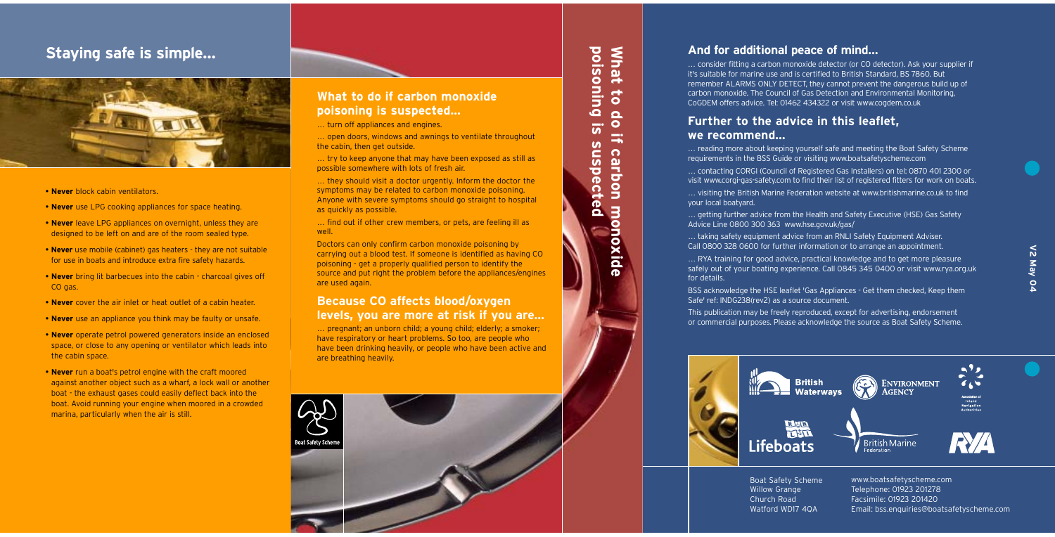## Staying safe is simple...

- **Never** block cabin ventilators.
- **Never** use LPG cooking appliances for space heating.
- **Never** leave LPG appliances on overnight, unless they are designed to be left on and are of the room sealed type.
- **Never** use mobile (cabinet) gas heaters - they are not suitable for use in boats and introduce extra fire safety hazards.
- **Never** bring lit barbecues into the cabin - charcoal gives off CO gas.
- **Never** cover the air inlet or heat outlet of a cabin heater.
- **Never** use an appliance you think may be faulty or unsafe.
- **Never** operate petrol powered generators inside an enclosed space, or close to any opening or ventilator which leads into the cabin space.
- **Never** run a boat's petrol engine with the craft moored against another object such as a wharf, a lock wall or another boat - the exhaust gases could easily deflect back into the boat. Avoid running your engine when moored in a crowded marina, particularly when the air is still.

## What to do if carbon monoxide poisoning is suspected...

… turn off appliances and engines.

… open doors, windows and awnings to ventilate throughout the cabin, then get outside.

… try to keep anyone that may have been exposed as still as possible somewhere with lots of fresh air.

… they should visit a doctor urgently. Inform the doctor the symptoms may be related to carbon monoxide poisoning. Anyone with severe symptoms should go straight to hospital as quickly as possible.

… find out if other crew members, or pets, are feeling ill as well.

Doctors can only confirm carbon monoxide poisoning by carrying out a blood test. If someone is identified as having CO poisoning - get a properly qualified person to identify the source and put right the problem before the appliances/engines are used again.

## Because CO affects blood/oxygen levels, you are more at risk if you are...

… pregnant; an unborn child; a young child; elderly; a smoker; have respiratory or heart problems. So too, are people who have been drinking heavily, or people who have been active and are breathing heavily.

Boat Safety Scheme

**What to do if carbon monoxide poisoning is suspected**

## And for additional peace of mind...

… consider fitting a carbon monoxide detector (or CO detector). Ask your supplier if it's suitable for marine use and is certified to British Standard, BS 7860. But remember ALARMS ONLY DETECT, they cannot prevent the dangerous build up of carbon monoxide. The Council of Gas Detection and Environmental Monitoring, CoGDEM offers advice. Tel: 01462 434322 or visit www.cogdem.co.uk

## Further to the advice in this leaflet, we recommend...

… reading more about keeping yourself safe and meeting the Boat Safety Scheme requirements in the BSS Guide or visiting www.boatsafetyscheme.com

… contacting CORGI (Council of Registered Gas Installers) on tel: 0870 401 2300 or visit www.corgi-gas-safety.com to find their list of registered fitters for work on boats.

… visiting the British Marine Federation website at www.britishmarine.co.uk to find your local boatyard.

… getting further advice from the Health and Safety Executive (HSE) Gas Safety Advice Line 0800 300 363 www.hse.gov.uk/gas/

… taking safety equipment advice from an RNLI Safety Equipment Adviser. Call 0800 328 0600 for further information or to arrange an appointment.

… RYA training for good advice, practical knowledge and to get more pleasure safely out of your boating experience. Call 0845 345 0400 or visit www.rya.org.uk for details.

BSS acknowledge the HSE leaflet 'Gas Appliances - Get them checked, Keep them Safe' ref: INDG238(rev2) as a source document.

This publication may be freely reproduced, except for advertising, endorsement or commercial purposes. Please acknowledge the source as Boat Safety Scheme.

British Waterways | Environment Agency | Association of Inland Navigation Authorities | Lifeboats | British Marine Federation | RYA

Boat Safety Scheme
Willow Grange
Church Road
Watford WD17 4QA

www.boatsafetyscheme.com
Telephone: 01923 201278
Facsimile: 01923 201420
Email: bss.enquiries@boatsafetyscheme.com

V2 May 04